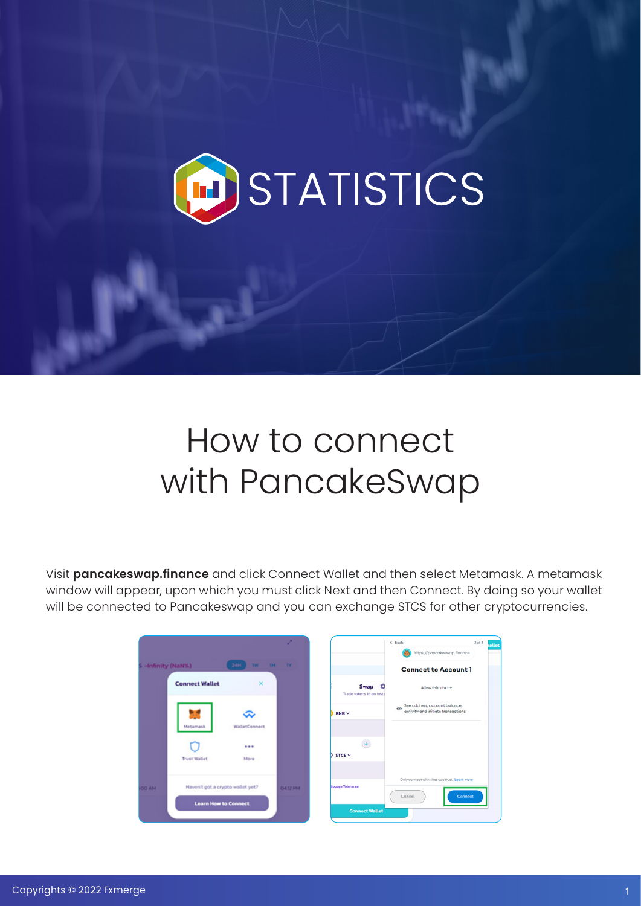# STATISTICS

# How to connect with PancakeSwap

Visit **pancakeswap.finance** and click Connect Wallet and then select Metamask. A metamask window will appear, upon which you must click Next and then Connect. By doing so your wallet will be connected to Pancakeswap and you can exchange STCS for other cryptocurrencies.

Copyrights © 2022 Fxmerge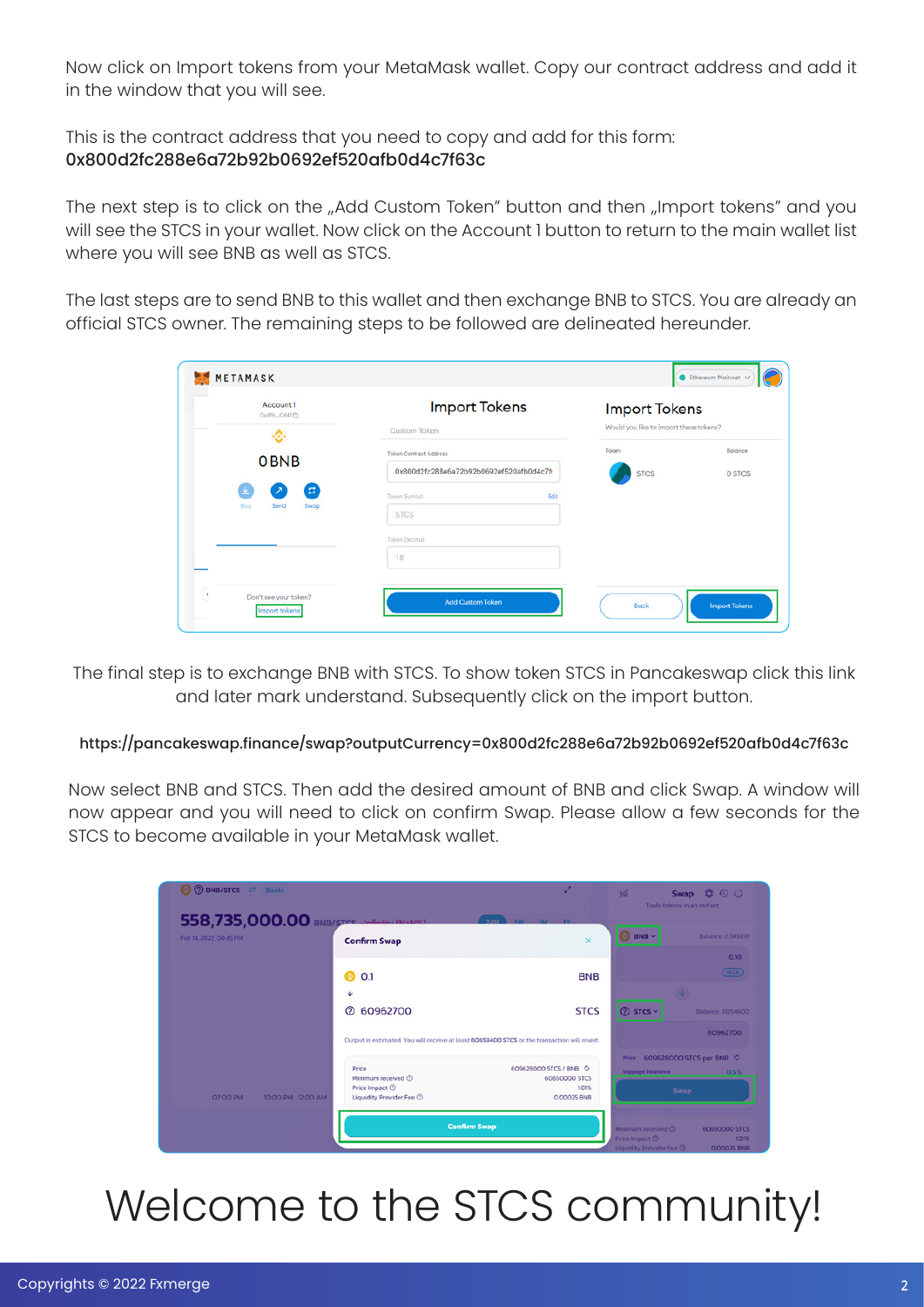Now click on Import tokens from your MetaMask wallet. Copy our contract address and add it in the window that you will see.

This is the contract address that you need to copy and add for this form:
0x800d2fc288e6a72b92b0692ef520afb0d4c7f63c

The next step is to click on the „Add Custom Token" button and then „Import tokens" and you will see the STCS in your wallet. Now click on the Account 1 button to return to the main wallet list where you will see BNB as well as STCS.

The last steps are to send BNB to this wallet and then exchange BNB to STCS. You are already an official STCS owner. The remaining steps to be followed are delineated hereunder.

The final step is to exchange BNB with STCS. To show token STCS in Pancakeswap click this link and later mark understand. Subsequently click on the import button.

https://pancakeswap.finance/swap?outputCurrency=0x800d2fc288e6a72b92b0692ef520afb0d4c7f63c

Now select BNB and STCS. Then add the desired amount of BNB and click Swap. A window will now appear and you will need to click on confirm Swap. Please allow a few seconds for the STCS to become available in your MetaMask wallet.

# Welcome to the STCS community!

Copyrights © 2022 Fxmerge